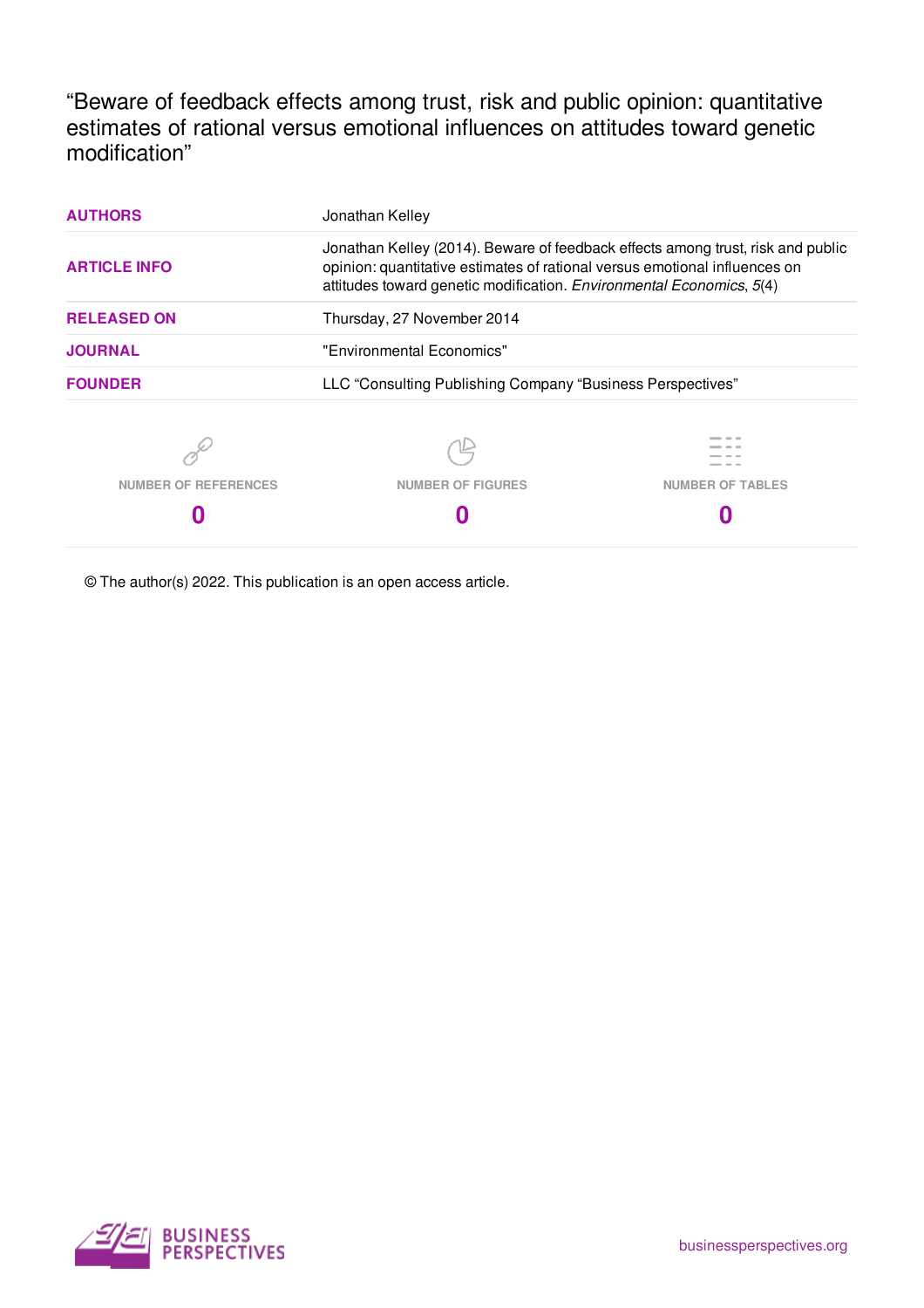# "Beware of feedback effects among trust, risk and public opinion: quantitative estimates of rational versus emotional influences on attitudes toward genetic modification"

| | |
|---|---|
| **AUTHORS** | Jonathan Kelley |
| **ARTICLE INFO** | Jonathan Kelley (2014). Beware of feedback effects among trust, risk and public opinion: quantitative estimates of rational versus emotional influences on attitudes toward genetic modification. *Environmental Economics*, *5*(4) |
| **RELEASED ON** | Thursday, 27 November 2014 |
| **JOURNAL** | "Environmental Economics" |
| **FOUNDER** | LLC "Consulting Publishing Company "Business Perspectives" |

| NUMBER OF REFERENCES | NUMBER OF FIGURES | NUMBER OF TABLES |
|---|---|---|
| **0** | **0** | **0** |

© The author(s) 2022. This publication is an open access article.

BUSINESS PERSPECTIVES

businessperspectives.org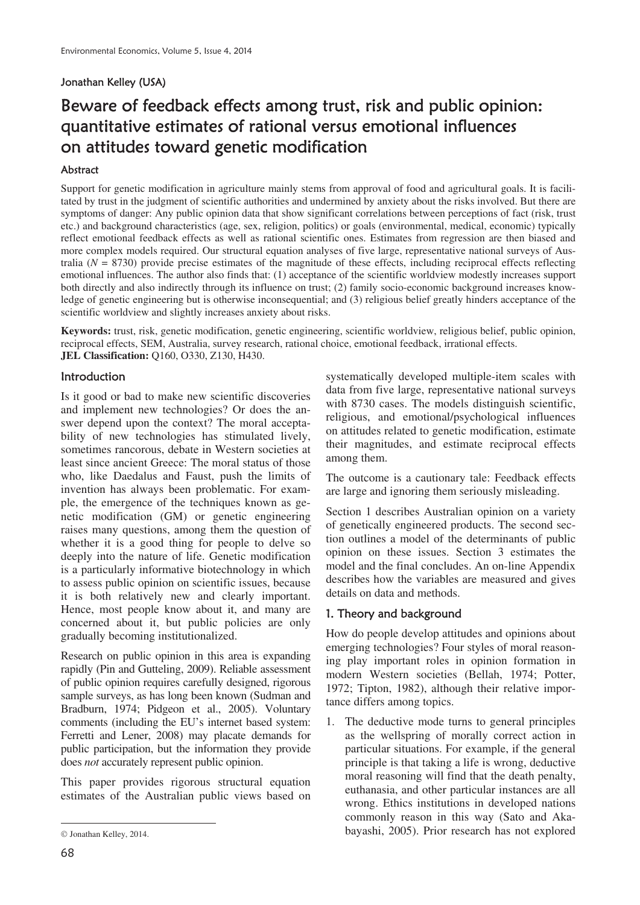Jonathan Kelley (USA)

# Beware of feedback effects among trust, risk and public opinion: quantitative estimates of rational versus emotional influences on attitudes toward genetic modification

## Abstract

Support for genetic modification in agriculture mainly stems from approval of food and agricultural goals. It is facilitated by trust in the judgment of scientific authorities and undermined by anxiety about the risks involved. But there are symptoms of danger: Any public opinion data that show significant correlations between perceptions of fact (risk, trust etc.) and background characteristics (age, sex, religion, politics) or goals (environmental, medical, economic) typically reflect emotional feedback effects as well as rational scientific ones. Estimates from regression are then biased and more complex models required. Our structural equation analyses of five large, representative national surveys of Australia ($N$ = 8730) provide precise estimates of the magnitude of these effects, including reciprocal effects reflecting emotional influences. The author also finds that: (1) acceptance of the scientific worldview modestly increases support both directly and also indirectly through its influence on trust; (2) family socio-economic background increases knowledge of genetic engineering but is otherwise inconsequential; and (3) religious belief greatly hinders acceptance of the scientific worldview and slightly increases anxiety about risks.

**Keywords:** trust, risk, genetic modification, genetic engineering, scientific worldview, religious belief, public opinion, reciprocal effects, SEM, Australia, survey research, rational choice, emotional feedback, irrational effects.
**JEL Classification:** Q160, O330, Z130, H430.

## Introduction

Is it good or bad to make new scientific discoveries and implement new technologies? Or does the answer depend upon the context? The moral acceptability of new technologies has stimulated lively, sometimes rancorous, debate in Western societies at least since ancient Greece: The moral status of those who, like Daedalus and Faust, push the limits of invention has always been problematic. For example, the emergence of the techniques known as genetic modification (GM) or genetic engineering raises many questions, among them the question of whether it is a good thing for people to delve so deeply into the nature of life. Genetic modification is a particularly informative biotechnology in which to assess public opinion on scientific issues, because it is both relatively new and clearly important. Hence, most people know about it, and many are concerned about it, but public policies are only gradually becoming institutionalized.

Research on public opinion in this area is expanding rapidly (Pin and Gutteling, 2009). Reliable assessment of public opinion requires carefully designed, rigorous sample surveys, as has long been known (Sudman and Bradburn, 1974; Pidgeon et al., 2005). Voluntary comments (including the EU's internet based system: Ferretti and Lener, 2008) may placate demands for public participation, but the information they provide does *not* accurately represent public opinion.

This paper provides rigorous structural equation estimates of the Australian public views based on systematically developed multiple-item scales with data from five large, representative national surveys with 8730 cases. The models distinguish scientific, religious, and emotional/psychological influences on attitudes related to genetic modification, estimate their magnitudes, and estimate reciprocal effects among them.

The outcome is a cautionary tale: Feedback effects are large and ignoring them seriously misleading.

Section 1 describes Australian opinion on a variety of genetically engineered products. The second section outlines a model of the determinants of public opinion on these issues. Section 3 estimates the model and the final concludes. An on-line Appendix describes how the variables are measured and gives details on data and methods.

## 1. Theory and background

How do people develop attitudes and opinions about emerging technologies? Four styles of moral reasoning play important roles in opinion formation in modern Western societies (Bellah, 1974; Potter, 1972; Tipton, 1982), although their relative importance differs among topics.

1. The deductive mode turns to general principles as the wellspring of morally correct action in particular situations. For example, if the general principle is that taking a life is wrong, deductive moral reasoning will find that the death penalty, euthanasia, and other particular instances are all wrong. Ethics institutions in developed nations commonly reason in this way (Sato and Akabayashi, 2005). Prior research has not explored

© Jonathan Kelley, 2014.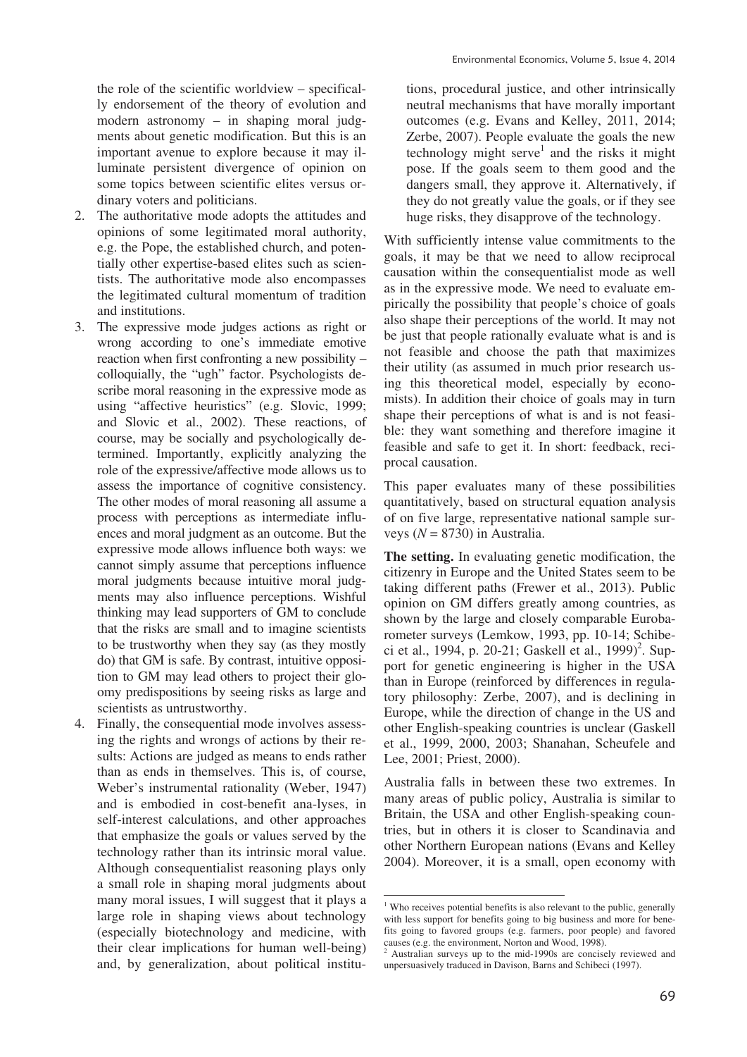the role of the scientific worldview – specifically endorsement of the theory of evolution and modern astronomy – in shaping moral judgments about genetic modification. But this is an important avenue to explore because it may illuminate persistent divergence of opinion on some topics between scientific elites versus ordinary voters and politicians.

2. The authoritative mode adopts the attitudes and opinions of some legitimated moral authority, e.g. the Pope, the established church, and potentially other expertise-based elites such as scientists. The authoritative mode also encompasses the legitimated cultural momentum of tradition and institutions.
3. The expressive mode judges actions as right or wrong according to one's immediate emotive reaction when first confronting a new possibility – colloquially, the "ugh" factor. Psychologists describe moral reasoning in the expressive mode as using "affective heuristics" (e.g. Slovic, 1999; and Slovic et al., 2002). These reactions, of course, may be socially and psychologically determined. Importantly, explicitly analyzing the role of the expressive/affective mode allows us to assess the importance of cognitive consistency. The other modes of moral reasoning all assume a process with perceptions as intermediate influences and moral judgment as an outcome. But the expressive mode allows influence both ways: we cannot simply assume that perceptions influence moral judgments because intuitive moral judgments may also influence perceptions. Wishful thinking may lead supporters of GM to conclude that the risks are small and to imagine scientists to be trustworthy when they say (as they mostly do) that GM is safe. By contrast, intuitive opposition to GM may lead others to project their gloomy predispositions by seeing risks as large and scientists as untrustworthy.
4. Finally, the consequential mode involves assessing the rights and wrongs of actions by their results: Actions are judged as means to ends rather than as ends in themselves. This is, of course, Weber's instrumental rationality (Weber, 1947) and is embodied in cost-benefit ana-lyses, in self-interest calculations, and other approaches that emphasize the goals or values served by the technology rather than its intrinsic moral value. Although consequentialist reasoning plays only a small role in shaping moral judgments about many moral issues, I will suggest that it plays a large role in shaping views about technology (especially biotechnology and medicine, with their clear implications for human well-being) and, by generalization, about political institutions, procedural justice, and other intrinsically neutral mechanisms that have morally important outcomes (e.g. Evans and Kelley, 2011, 2014; Zerbe, 2007). People evaluate the goals the new technology might serve[1] and the risks it might pose. If the goals seem to them good and the dangers small, they approve it. Alternatively, if they do not greatly value the goals, or if they see huge risks, they disapprove of the technology.

With sufficiently intense value commitments to the goals, it may be that we need to allow reciprocal causation within the consequentialist mode as well as in the expressive mode. We need to evaluate empirically the possibility that people's choice of goals also shape their perceptions of the world. It may not be just that people rationally evaluate what is and is not feasible and choose the path that maximizes their utility (as assumed in much prior research using this theoretical model, especially by economists). In addition their choice of goals may in turn shape their perceptions of what is and is not feasible: they want something and therefore imagine it feasible and safe to get it. In short: feedback, reciprocal causation.

This paper evaluates many of these possibilities quantitatively, based on structural equation analysis of on five large, representative national sample surveys ($N = 8730$) in Australia.

**The setting.** In evaluating genetic modification, the citizenry in Europe and the United States seem to be taking different paths (Frewer et al., 2013). Public opinion on GM differs greatly among countries, as shown by the large and closely comparable Eurobarometer surveys (Lemkow, 1993, pp. 10-14; Schibeci et al., 1994, p. 20-21; Gaskell et al., 1999)[2]. Support for genetic engineering is higher in the USA than in Europe (reinforced by differences in regulatory philosophy: Zerbe, 2007), and is declining in Europe, while the direction of change in the US and other English-speaking countries is unclear (Gaskell et al., 1999, 2000, 2003; Shanahan, Scheufele and Lee, 2001; Priest, 2000).

Australia falls in between these two extremes. In many areas of public policy, Australia is similar to Britain, the USA and other English-speaking countries, but in others it is closer to Scandinavia and other Northern European nations (Evans and Kelley 2004). Moreover, it is a small, open economy with

[1] Who receives potential benefits is also relevant to the public, generally with less support for benefits going to big business and more for benefits going to favored groups (e.g. farmers, poor people) and favored causes (e.g. the environment, Norton and Wood, 1998).

[2] Australian surveys up to the mid-1990s are concisely reviewed and unpersuasively traduced in Davison, Barns and Schibeci (1997).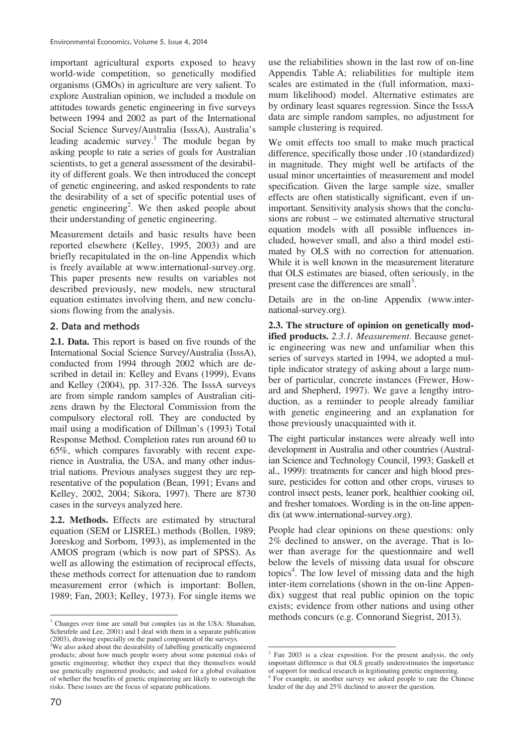important agricultural exports exposed to heavy world-wide competition, so genetically modified organisms (GMOs) in agriculture are very salient. To explore Australian opinion, we included a module on attitudes towards genetic engineering in five surveys between 1994 and 2002 as part of the International Social Science Survey/Australia (IsssA), Australia's leading academic survey.[1] The module began by asking people to rate a series of goals for Australian scientists, to get a general assessment of the desirability of different goals. We then introduced the concept of genetic engineering, and asked respondents to rate the desirability of a set of specific potential uses of genetic engineering[2]. We then asked people about their understanding of genetic engineering.

Measurement details and basic results have been reported elsewhere (Kelley, 1995, 2003) and are briefly recapitulated in the on-line Appendix which is freely available at www.international-survey.org. This paper presents new results on variables not described previously, new models, new structural equation estimates involving them, and new conclusions flowing from the analysis.

## 2. Data and methods

**2.1. Data.** This report is based on five rounds of the International Social Science Survey/Australia (IsssA), conducted from 1994 through 2002 which are described in detail in: Kelley and Evans (1999), Evans and Kelley (2004), pp. 317-326. The IsssA surveys are from simple random samples of Australian citizens drawn by the Electoral Commission from the compulsory electoral roll. They are conducted by mail using a modification of Dillman's (1993) Total Response Method. Completion rates run around 60 to 65%, which compares favorably with recent experience in Australia, the USA, and many other industrial nations. Previous analyses suggest they are representative of the population (Bean, 1991; Evans and Kelley, 2002, 2004; Sikora, 1997). There are 8730 cases in the surveys analyzed here.

**2.2. Methods.** Effects are estimated by structural equation (SEM or LISREL) methods (Bollen, 1989; Joreskog and Sorbom, 1993), as implemented in the AMOS program (which is now part of SPSS). As well as allowing the estimation of reciprocal effects, these methods correct for attenuation due to random measurement error (which is important: Bollen, 1989; Fan, 2003; Kelley, 1973). For single items we use the reliabilities shown in the last row of on-line Appendix Table A; reliabilities for multiple item scales are estimated in the (full information, maximum likelihood) model. Alternative estimates are by ordinary least squares regression. Since the IsssA data are simple random samples, no adjustment for sample clustering is required.

We omit effects too small to make much practical difference, specifically those under .10 (standardized) in magnitude. They might well be artifacts of the usual minor uncertainties of measurement and model specification. Given the large sample size, smaller effects are often statistically significant, even if unimportant. Sensitivity analysis shows that the conclusions are robust – we estimated alternative structural equation models with all possible influences included, however small, and also a third model estimated by OLS with no correction for attenuation. While it is well known in the measurement literature that OLS estimates are biased, often seriously, in the present case the differences are small[3].

Details are in the on-line Appendix (www.international-survey.org).

**2.3. The structure of opinion on genetically modified products.** *2.3.1. Measurement.* Because genetic engineering was new and unfamiliar when this series of surveys started in 1994, we adopted a multiple indicator strategy of asking about a large number of particular, concrete instances (Frewer, Howard and Shepherd, 1997). We gave a lengthy introduction, as a reminder to people already familiar with genetic engineering and an explanation for those previously unacquainted with it.

The eight particular instances were already well into development in Australia and other countries (Australian Science and Technology Council, 1993; Gaskell et al., 1999): treatments for cancer and high blood pressure, pesticides for cotton and other crops, viruses to control insect pests, leaner pork, healthier cooking oil, and fresher tomatoes. Wording is in the on-line appendix (at www.international-survey.org).

People had clear opinions on these questions: only 2% declined to answer, on the average. That is lower than average for the questionnaire and well below the levels of missing data usual for obscure topics[4]. The low level of missing data and the high inter-item correlations (shown in the on-line Appendix) suggest that real public opinion on the topic exists; evidence from other nations and using other methods concurs (e.g. Connorand Siegrist, 2013).

---

[1] Changes over time are small but complex (as in the USA: Shanahan, Scheufele and Lee, 2001) and I deal with them in a separate publication (2003), drawing especially on the panel component of the surveys.

[2] We also asked about the desirability of labelling genetically engineered products; about how much people worry about some potential risks of genetic engineering; whether they expect that they themselves would use genetically engineered products; and asked for a global evaluation of whether the benefits of genetic engineering are likely to outweigh the risks. These issues are the focus of separate publications.

[3] Fan 2003 is a clear exposition. For the present analysis, the only important difference is that OLS greatly underestimates the importance of support for medical research in legitimating genetic engineering.

[4] For example, in another survey we asked people to rate the Chinese leader of the day and 25% declined to answer the question.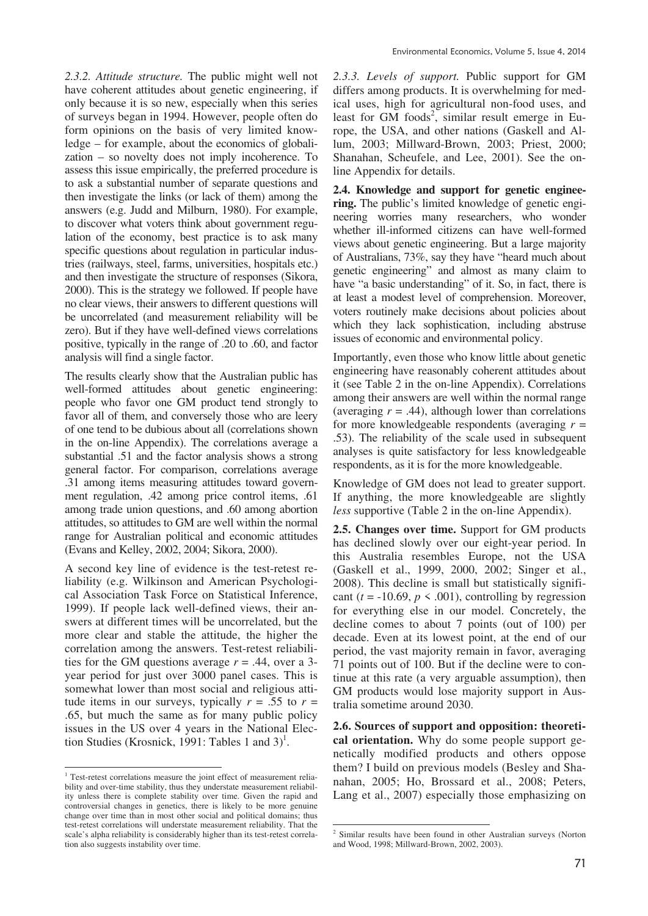*2.3.2. Attitude structure.* The public might well not have coherent attitudes about genetic engineering, if only because it is so new, especially when this series of surveys began in 1994. However, people often do form opinions on the basis of very limited knowledge – for example, about the economics of globalization – so novelty does not imply incoherence. To assess this issue empirically, the preferred procedure is to ask a substantial number of separate questions and then investigate the links (or lack of them) among the answers (e.g. Judd and Milburn, 1980). For example, to discover what voters think about government regulation of the economy, best practice is to ask many specific questions about regulation in particular industries (railways, steel, farms, universities, hospitals etc.) and then investigate the structure of responses (Sikora, 2000). This is the strategy we followed. If people have no clear views, their answers to different questions will be uncorrelated (and measurement reliability will be zero). But if they have well-defined views correlations positive, typically in the range of .20 to .60, and factor analysis will find a single factor.

The results clearly show that the Australian public has well-formed attitudes about genetic engineering: people who favor one GM product tend strongly to favor all of them, and conversely those who are leery of one tend to be dubious about all (correlations shown in the on-line Appendix). The correlations average a substantial .51 and the factor analysis shows a strong general factor. For comparison, correlations average .31 among items measuring attitudes toward government regulation, .42 among price control items, .61 among trade union questions, and .60 among abortion attitudes, so attitudes to GM are well within the normal range for Australian political and economic attitudes (Evans and Kelley, 2002, 2004; Sikora, 2000).

A second key line of evidence is the test-retest reliability (e.g. Wilkinson and American Psychological Association Task Force on Statistical Inference, 1999). If people lack well-defined views, their answers at different times will be uncorrelated, but the more clear and stable the attitude, the higher the correlation among the answers. Test-retest reliabilities for the GM questions average $r = .44$, over a 3-year period for just over 3000 panel cases. This is somewhat lower than most social and religious attitude items in our surveys, typically $r = .55$ to $r = .65$, but much the same as for many public policy issues in the US over 4 years in the National Election Studies (Krosnick, 1991: Tables 1 and 3)[1].

*2.3.3. Levels of support.* Public support for GM differs among products. It is overwhelming for medical uses, high for agricultural non-food uses, and least for GM foods[2], similar result emerge in Europe, the USA, and other nations (Gaskell and Allum, 2003; Millward-Brown, 2003; Priest, 2000; Shanahan, Scheufele, and Lee, 2001). See the on-line Appendix for details.

**2.4. Knowledge and support for genetic engineering.** The public's limited knowledge of genetic engineering worries many researchers, who wonder whether ill-informed citizens can have well-formed views about genetic engineering. But a large majority of Australians, 73%, say they have "heard much about genetic engineering" and almost as many claim to have "a basic understanding" of it. So, in fact, there is at least a modest level of comprehension. Moreover, voters routinely make decisions about policies about which they lack sophistication, including abstruse issues of economic and environmental policy.

Importantly, even those who know little about genetic engineering have reasonably coherent attitudes about it (see Table 2 in the on-line Appendix). Correlations among their answers are well within the normal range (averaging $r = .44$), although lower than correlations for more knowledgeable respondents (averaging $r = .53$). The reliability of the scale used in subsequent analyses is quite satisfactory for less knowledgeable respondents, as it is for the more knowledgeable.

Knowledge of GM does not lead to greater support. If anything, the more knowledgeable are slightly *less* supportive (Table 2 in the on-line Appendix).

**2.5. Changes over time.** Support for GM products has declined slowly over our eight-year period. In this Australia resembles Europe, not the USA (Gaskell et al., 1999, 2000, 2002; Singer et al., 2008). This decline is small but statistically significant ($t = -10.69$, $p < .001$), controlling by regression for everything else in our model. Concretely, the decline comes to about 7 points (out of 100) per decade. Even at its lowest point, at the end of our period, the vast majority remain in favor, averaging 71 points out of 100. But if the decline were to continue at this rate (a very arguable assumption), then GM products would lose majority support in Australia sometime around 2030.

**2.6. Sources of support and opposition: theoretical orientation.** Why do some people support genetically modified products and others oppose them? I build on previous models (Besley and Shanahan, 2005; Ho, Brossard et al., 2008; Peters, Lang et al., 2007) especially those emphasizing on

---

[1] Test-retest correlations measure the joint effect of measurement reliability and over-time stability, thus they understate measurement reliability unless there is complete stability over time. Given the rapid and controversial changes in genetics, there is likely to be more genuine change over time than in most other social and political domains; thus test-retest correlations will understate measurement reliability. That the scale's alpha reliability is considerably higher than its test-retest correlation also suggests instability over time.

[2] Similar results have been found in other Australian surveys (Norton and Wood, 1998; Millward-Brown, 2002, 2003).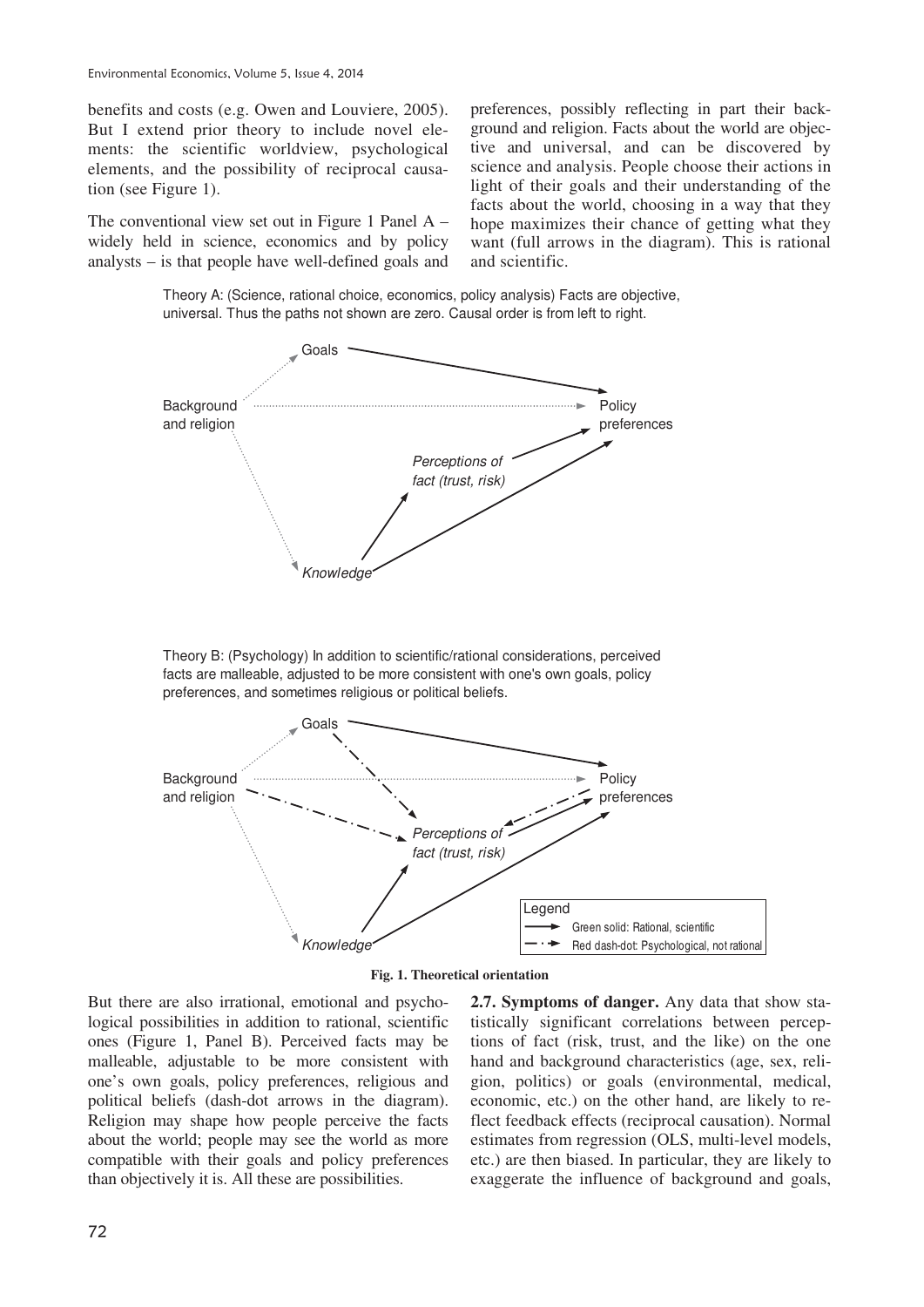benefits and costs (e.g. Owen and Louviere, 2005). But I extend prior theory to include novel elements: the scientific worldview, psychological elements, and the possibility of reciprocal causation (see Figure 1).

The conventional view set out in Figure 1 Panel A – widely held in science, economics and by policy analysts – is that people have well-defined goals and preferences, possibly reflecting in part their background and religion. Facts about the world are objective and universal, and can be discovered by science and analysis. People choose their actions in light of their goals and their understanding of the facts about the world, choosing in a way that they hope maximizes their chance of getting what they want (full arrows in the diagram). This is rational and scientific.

Theory A: (Science, rational choice, economics, policy analysis) Facts are objective, universal. Thus the paths not shown are zero. Causal order is from left to right.

Goals

Background and religion

Policy preferences

*Perceptions of fact (trust, risk)*

*Knowledge*

Theory B: (Psychology) In addition to scientific/rational considerations, perceived facts are malleable, adjusted to be more consistent with one's own goals, policy preferences, and sometimes religious or political beliefs.

Goals

Background and religion

Policy preferences

*Perceptions of fact (trust, risk)*

*Knowledge*

Legend
Green solid: Rational, scientific
Red dash-dot: Psychological, not rational

**Fig. 1. Theoretical orientation**

But there are also irrational, emotional and psychological possibilities in addition to rational, scientific ones (Figure 1, Panel B). Perceived facts may be malleable, adjustable to be more consistent with one's own goals, policy preferences, religious and political beliefs (dash-dot arrows in the diagram). Religion may shape how people perceive the facts about the world; people may see the world as more compatible with their goals and policy preferences than objectively it is. All these are possibilities.

**2.7. Symptoms of danger.** Any data that show statistically significant correlations between perceptions of fact (risk, trust, and the like) on the one hand and background characteristics (age, sex, religion, politics) or goals (environmental, medical, economic, etc.) on the other hand, are likely to reflect feedback effects (reciprocal causation). Normal estimates from regression (OLS, multi-level models, etc.) are then biased. In particular, they are likely to exaggerate the influence of background and goals,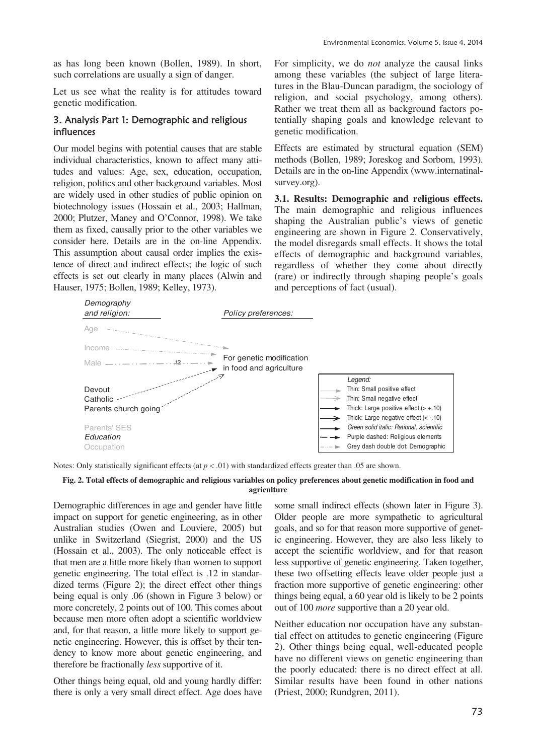as has long been known (Bollen, 1989). In short, such correlations are usually a sign of danger.

Let us see what the reality is for attitudes toward genetic modification.

## 3. Analysis Part 1: Demographic and religious influences

Our model begins with potential causes that are stable individual characteristics, known to affect many attitudes and values: Age, sex, education, occupation, religion, politics and other background variables. Most are widely used in other studies of public opinion on biotechnology issues (Hossain et al., 2003; Hallman, 2000; Plutzer, Maney and O'Connor, 1998). We take them as fixed, causally prior to the other variables we consider here. Details are in the on-line Appendix. This assumption about causal order implies the existence of direct and indirect effects; the logic of such effects is set out clearly in many places (Alwin and Hauser, 1975; Bollen, 1989; Kelley, 1973).

For simplicity, we do *not* analyze the causal links among these variables (the subject of large literatures in the Blau-Duncan paradigm, the sociology of religion, and social psychology, among others). Rather we treat them all as background factors potentially shaping goals and knowledge relevant to genetic modification.

Effects are estimated by structural equation (SEM) methods (Bollen, 1989; Joreskog and Sorbom, 1993). Details are in the on-line Appendix (www.internatinal-survey.org).

**3.1. Results: Demographic and religious effects.** The main demographic and religious influences shaping the Australian public's views of genetic engineering are shown in Figure 2. Conservatively, the model disregards small effects. It shows the total effects of demographic and background variables, regardless of whether they come about directly (rare) or indirectly through shaping people's goals and perceptions of fact (usual).

*Demography and religion:* Age, Income, Male (.12), Devout Catholic, Parents church going, Parents' SES, *Education*, Occupation

*Policy preferences:* For genetic modification in food and agriculture

Legend: Thin: Small positive effect; Thin: Small negative effect; Thick: Large positive effect (> +.10); Thick: Large negative effect (< -.10); *Green solid italic: Rational, scientific*; Purple dashed: Religious elements; Grey dash double dot: Demographic

Notes: Only statistically significant effects (at $p < .01$) with standardized effects greater than .05 are shown.

**Fig. 2. Total effects of demographic and religious variables on policy preferences about genetic modification in food and agriculture**

Demographic differences in age and gender have little impact on support for genetic engineering, as in other Australian studies (Owen and Louviere, 2005) but unlike in Switzerland (Siegrist, 2000) and the US (Hossain et al., 2003). The only noticeable effect is that men are a little more likely than women to support genetic engineering. The total effect is .12 in standardized terms (Figure 2); the direct effect other things being equal is only .06 (shown in Figure 3 below) or more concretely, 2 points out of 100. This comes about because men more often adopt a scientific worldview and, for that reason, a little more likely to support genetic engineering. However, this is offset by their tendency to know more about genetic engineering, and therefore be fractionally *less* supportive of it.

Other things being equal, old and young hardly differ: there is only a very small direct effect. Age does have some small indirect effects (shown later in Figure 3). Older people are more sympathetic to agricultural goals, and so for that reason more supportive of genetic engineering. However, they are also less likely to accept the scientific worldview, and for that reason less supportive of genetic engineering. Taken together, these two offsetting effects leave older people just a fraction more supportive of genetic engineering: other things being equal, a 60 year old is likely to be 2 points out of 100 *more* supportive than a 20 year old.

Neither education nor occupation have any substantial effect on attitudes to genetic engineering (Figure 2). Other things being equal, well-educated people have no different views on genetic engineering than the poorly educated: there is no direct effect at all. Similar results have been found in other nations (Priest, 2000; Rundgren, 2011).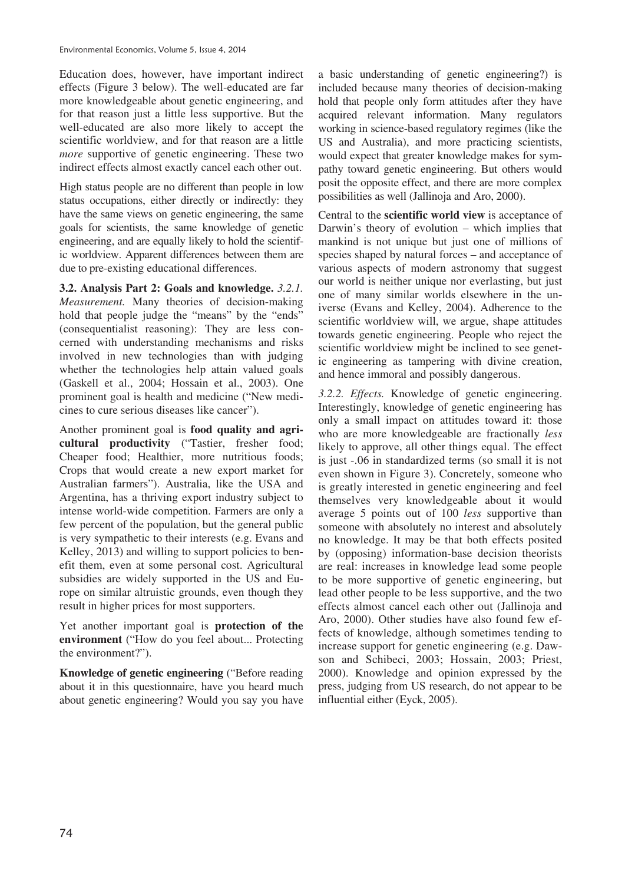Education does, however, have important indirect effects (Figure 3 below). The well-educated are far more knowledgeable about genetic engineering, and for that reason just a little less supportive. But the well-educated are also more likely to accept the scientific worldview, and for that reason are a little *more* supportive of genetic engineering. These two indirect effects almost exactly cancel each other out.

High status people are no different than people in low status occupations, either directly or indirectly: they have the same views on genetic engineering, the same goals for scientists, the same knowledge of genetic engineering, and are equally likely to hold the scientific worldview. Apparent differences between them are due to pre-existing educational differences.

**3.2. Analysis Part 2: Goals and knowledge.** *3.2.1. Measurement.* Many theories of decision-making hold that people judge the "means" by the "ends" (consequentialist reasoning): They are less concerned with understanding mechanisms and risks involved in new technologies than with judging whether the technologies help attain valued goals (Gaskell et al., 2004; Hossain et al., 2003). One prominent goal is health and medicine ("New medicines to cure serious diseases like cancer").

Another prominent goal is **food quality and agricultural productivity** ("Tastier, fresher food; Cheaper food; Healthier, more nutritious foods; Crops that would create a new export market for Australian farmers"). Australia, like the USA and Argentina, has a thriving export industry subject to intense world-wide competition. Farmers are only a few percent of the population, but the general public is very sympathetic to their interests (e.g. Evans and Kelley, 2013) and willing to support policies to benefit them, even at some personal cost. Agricultural subsidies are widely supported in the US and Europe on similar altruistic grounds, even though they result in higher prices for most supporters.

Yet another important goal is **protection of the environment** ("How do you feel about... Protecting the environment?").

**Knowledge of genetic engineering** ("Before reading about it in this questionnaire, have you heard much about genetic engineering? Would you say you have a basic understanding of genetic engineering?) is included because many theories of decision-making hold that people only form attitudes after they have acquired relevant information. Many regulators working in science-based regulatory regimes (like the US and Australia), and more practicing scientists, would expect that greater knowledge makes for sympathy toward genetic engineering. But others would posit the opposite effect, and there are more complex possibilities as well (Jallinoja and Aro, 2000).

Central to the **scientific world view** is acceptance of Darwin's theory of evolution – which implies that mankind is not unique but just one of millions of species shaped by natural forces – and acceptance of various aspects of modern astronomy that suggest our world is neither unique nor everlasting, but just one of many similar worlds elsewhere in the universe (Evans and Kelley, 2004). Adherence to the scientific worldview will, we argue, shape attitudes towards genetic engineering. People who reject the scientific worldview might be inclined to see genetic engineering as tampering with divine creation, and hence immoral and possibly dangerous.

*3.2.2. Effects.* Knowledge of genetic engineering. Interestingly, knowledge of genetic engineering has only a small impact on attitudes toward it: those who are more knowledgeable are fractionally *less* likely to approve, all other things equal. The effect is just -.06 in standardized terms (so small it is not even shown in Figure 3). Concretely, someone who is greatly interested in genetic engineering and feel themselves very knowledgeable about it would average 5 points out of 100 *less* supportive than someone with absolutely no interest and absolutely no knowledge. It may be that both effects posited by (opposing) information-base decision theorists are real: increases in knowledge lead some people to be more supportive of genetic engineering, but lead other people to be less supportive, and the two effects almost cancel each other out (Jallinoja and Aro, 2000). Other studies have also found few effects of knowledge, although sometimes tending to increase support for genetic engineering (e.g. Dawson and Schibeci, 2003; Hossain, 2003; Priest, 2000). Knowledge and opinion expressed by the press, judging from US research, do not appear to be influential either (Eyck, 2005).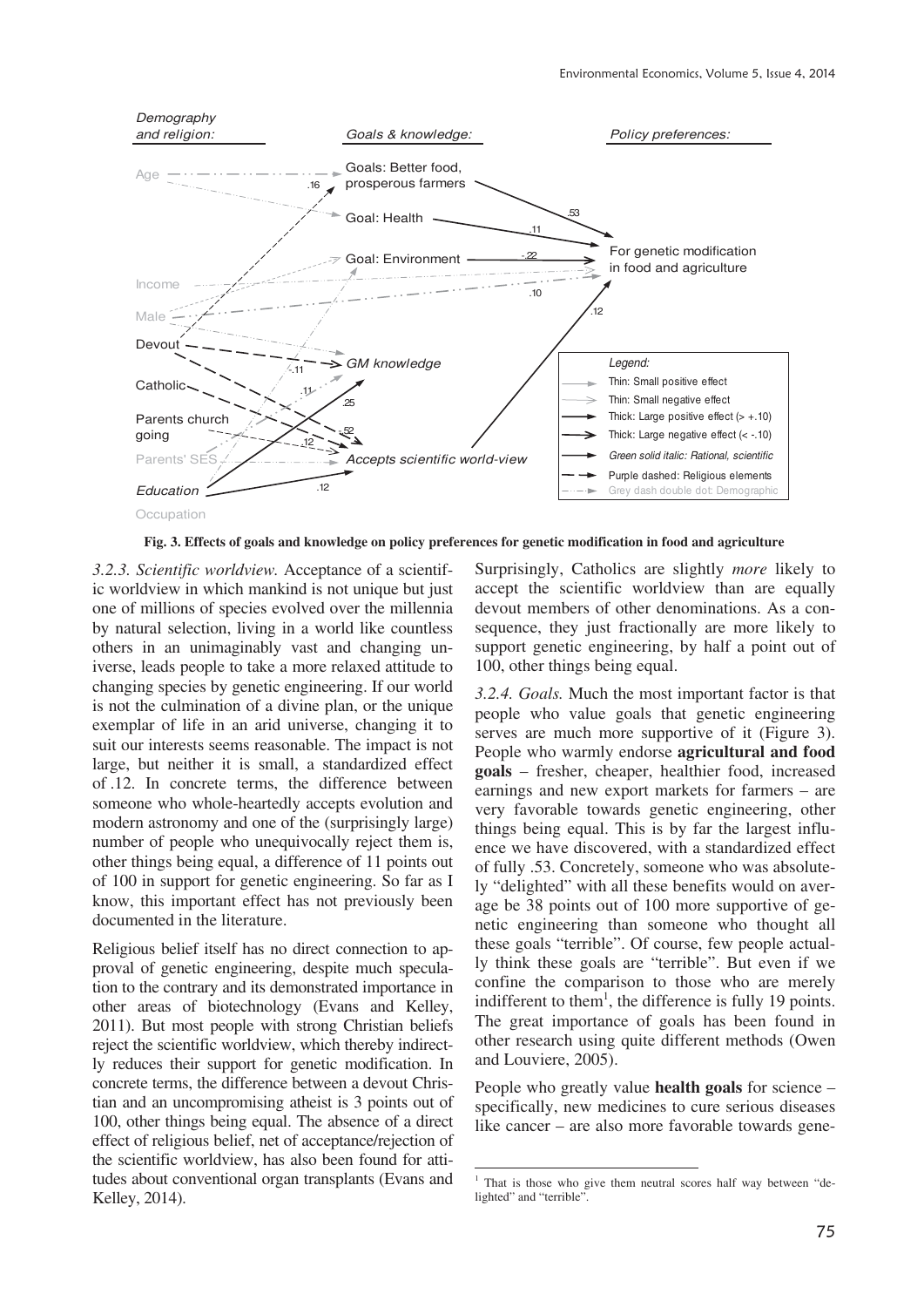**Fig. 3. Effects of goals and knowledge on policy preferences for genetic modification in food and agriculture**

*3.2.3. Scientific worldview.* Acceptance of a scientific worldview in which mankind is not unique but just one of millions of species evolved over the millennia by natural selection, living in a world like countless others in an unimaginably vast and changing universe, leads people to take a more relaxed attitude to changing species by genetic engineering. If our world is not the culmination of a divine plan, or the unique exemplar of life in an arid universe, changing it to suit our interests seems reasonable. The impact is not large, but neither it is small, a standardized effect of .12. In concrete terms, the difference between someone who whole-heartedly accepts evolution and modern astronomy and one of the (surprisingly large) number of people who unequivocally reject them is, other things being equal, a difference of 11 points out of 100 in support for genetic engineering. So far as I know, this important effect has not previously been documented in the literature.

Religious belief itself has no direct connection to approval of genetic engineering, despite much speculation to the contrary and its demonstrated importance in other areas of biotechnology (Evans and Kelley, 2011). But most people with strong Christian beliefs reject the scientific worldview, which thereby indirectly reduces their support for genetic modification. In concrete terms, the difference between a devout Christian and an uncompromising atheist is 3 points out of 100, other things being equal. The absence of a direct effect of religious belief, net of acceptance/rejection of the scientific worldview, has also been found for attitudes about conventional organ transplants (Evans and Kelley, 2014).

Surprisingly, Catholics are slightly *more* likely to accept the scientific worldview than are equally devout members of other denominations. As a consequence, they just fractionally are more likely to support genetic engineering, by half a point out of 100, other things being equal.

*3.2.4. Goals.* Much the most important factor is that people who value goals that genetic engineering serves are much more supportive of it (Figure 3). People who warmly endorse **agricultural and food goals** – fresher, cheaper, healthier food, increased earnings and new export markets for farmers – are very favorable towards genetic engineering, other things being equal. This is by far the largest influence we have discovered, with a standardized effect of fully .53. Concretely, someone who was absolutely "delighted" with all these benefits would on average be 38 points out of 100 more supportive of genetic engineering than someone who thought all these goals "terrible". Of course, few people actually think these goals are "terrible". But even if we confine the comparison to those who are merely indifferent to them[1], the difference is fully 19 points. The great importance of goals has been found in other research using quite different methods (Owen and Louviere, 2005).

People who greatly value **health goals** for science – specifically, new medicines to cure serious diseases like cancer – are also more favorable towards gene-

[1] That is those who give them neutral scores half way between "delighted" and "terrible".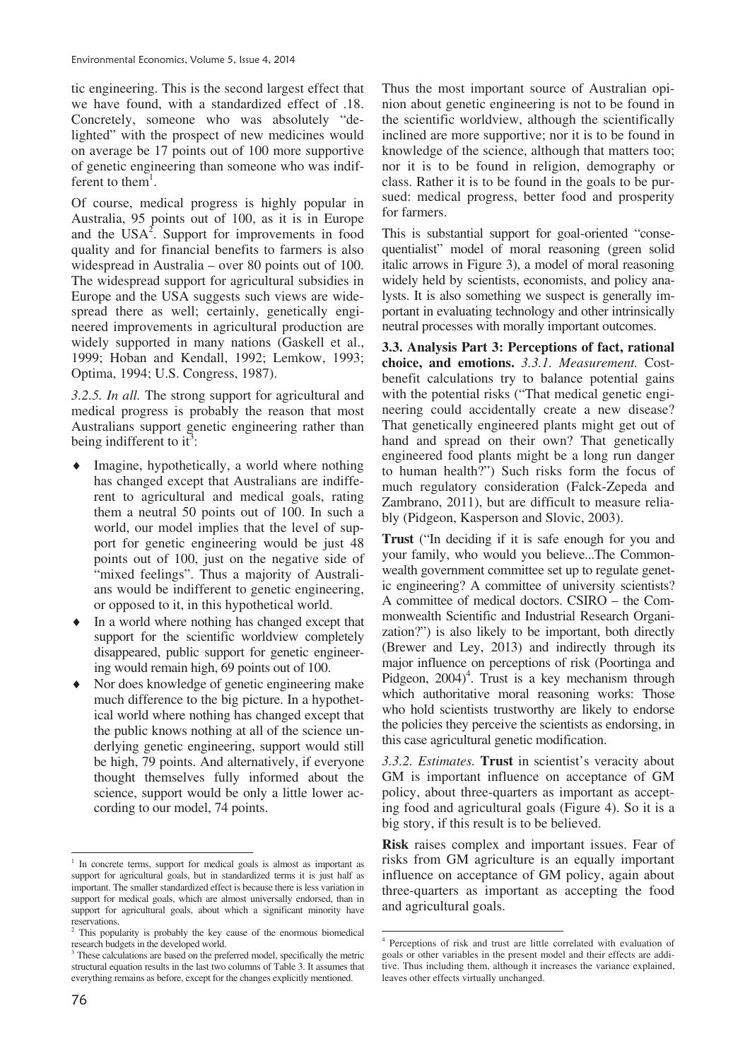tic engineering. This is the second largest effect that we have found, with a standardized effect of .18. Concretely, someone who was absolutely "delighted" with the prospect of new medicines would on average be 17 points out of 100 more supportive of genetic engineering than someone who was indifferent to them[1].

Of course, medical progress is highly popular in Australia, 95 points out of 100, as it is in Europe and the USA[2]. Support for improvements in food quality and for financial benefits to farmers is also widespread in Australia – over 80 points out of 100. The widespread support for agricultural subsidies in Europe and the USA suggests such views are widespread there as well; certainly, genetically engineered improvements in agricultural production are widely supported in many nations (Gaskell et al., 1999; Hoban and Kendall, 1992; Lemkow, 1993; Optima, 1994; U.S. Congress, 1987).

*3.2.5. In all.* The strong support for agricultural and medical progress is probably the reason that most Australians support genetic engineering rather than being indifferent to it[3]:

- Imagine, hypothetically, a world where nothing has changed except that Australians are indifferent to agricultural and medical goals, rating them a neutral 50 points out of 100. In such a world, our model implies that the level of support for genetic engineering would be just 48 points out of 100, just on the negative side of "mixed feelings". Thus a majority of Australians would be indifferent to genetic engineering, or opposed to it, in this hypothetical world.
- In a world where nothing has changed except that support for the scientific worldview completely disappeared, public support for genetic engineering would remain high, 69 points out of 100.
- Nor does knowledge of genetic engineering make much difference to the big picture. In a hypothetical world where nothing has changed except that the public knows nothing at all of the science underlying genetic engineering, support would still be high, 79 points. And alternatively, if everyone thought themselves fully informed about the science, support would be only a little lower according to our model, 74 points.

Thus the most important source of Australian opinion about genetic engineering is not to be found in the scientific worldview, although the scientifically inclined are more supportive; nor it is to be found in knowledge of the science, although that matters too; nor it is to be found in religion, demography or class. Rather it is to be found in the goals to be pursued: medical progress, better food and prosperity for farmers.

This is substantial support for goal-oriented "consequentialist" model of moral reasoning (green solid italic arrows in Figure 3), a model of moral reasoning widely held by scientists, economists, and policy analysts. It is also something we suspect is generally important in evaluating technology and other intrinsically neutral processes with morally important outcomes.

**3.3. Analysis Part 3: Perceptions of fact, rational choice, and emotions.** *3.3.1. Measurement.* Cost-benefit calculations try to balance potential gains with the potential risks ("That medical genetic engineering could accidentally create a new disease? That genetically engineered plants might get out of hand and spread on their own? That genetically engineered food plants might be a long run danger to human health?") Such risks form the focus of much regulatory consideration (Falck-Zepeda and Zambrano, 2011), but are difficult to measure reliably (Pidgeon, Kasperson and Slovic, 2003).

**Trust** ("In deciding if it is safe enough for you and your family, who would you believe...The Commonwealth government committee set up to regulate genetic engineering? A committee of university scientists? A committee of medical doctors. CSIRO – the Commonwealth Scientific and Industrial Research Organization?") is also likely to be important, both directly (Brewer and Ley, 2013) and indirectly through its major influence on perceptions of risk (Poortinga and Pidgeon, 2004)[4]. Trust is a key mechanism through which authoritative moral reasoning works: Those who hold scientists trustworthy are likely to endorse the policies they perceive the scientists as endorsing, in this case agricultural genetic modification.

*3.3.2. Estimates.* **Trust** in scientist's veracity about GM is important influence on acceptance of GM policy, about three-quarters as important as accepting food and agricultural goals (Figure 4). So it is a big story, if this result is to be believed.

**Risk** raises complex and important issues. Fear of risks from GM agriculture is an equally important influence on acceptance of GM policy, again about three-quarters as important as accepting the food and agricultural goals.

---

[1] In concrete terms, support for medical goals is almost as important as support for agricultural goals, but in standardized terms it is just half as important. The smaller standardized effect is because there is less variation in support for medical goals, which are almost universally endorsed, than in support for agricultural goals, about which a significant minority have reservations.

[2] This popularity is probably the key cause of the enormous biomedical research budgets in the developed world.

[3] These calculations are based on the preferred model, specifically the metric structural equation results in the last two columns of Table 3. It assumes that everything remains as before, except for the changes explicitly mentioned.

[4] Perceptions of risk and trust are little correlated with evaluation of goals or other variables in the present model and their effects are additive. Thus including them, although it increases the variance explained, leaves other effects virtually unchanged.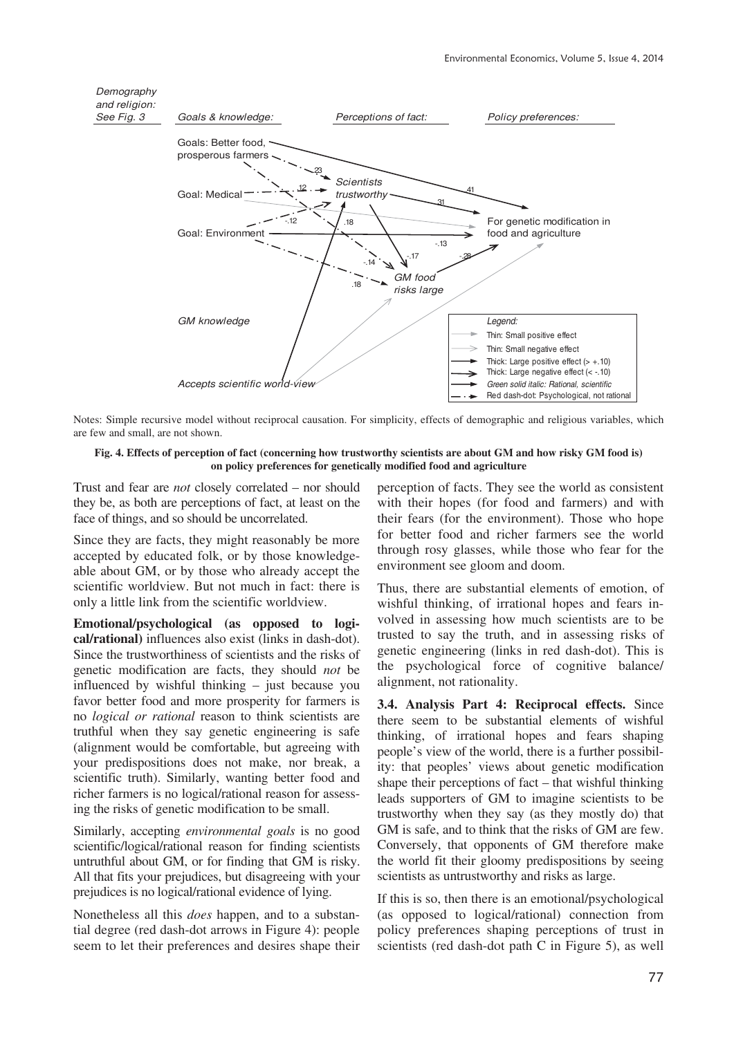Demography and religion: See Fig. 3

Goals & knowledge: | Perceptions of fact: | Policy preferences:

Goals: Better food, prosperous farmers

Goal: Medical

Goal: Environment

GM knowledge

Accepts scientific world-view

Scientists trustworthy

GM food risks large

For genetic modification in food and agriculture

.23 .12 -.12 .18 .41 .31 -.13 -.14 -.17 -.28 .18

Legend:
- Thin: Small positive effect
- Thin: Small negative effect
- Thick: Large positive effect (> +.10)
- Thick: Large negative effect (< -.10)
- *Green solid italic: Rational, scientific*
- Red dash-dot: Psychological, not rational

Notes: Simple recursive model without reciprocal causation. For simplicity, effects of demographic and religious variables, which are few and small, are not shown.

**Fig. 4. Effects of perception of fact (concerning how trustworthy scientists are about GM and how risky GM food is) on policy preferences for genetically modified food and agriculture**

Trust and fear are *not* closely correlated – nor should they be, as both are perceptions of fact, at least on the face of things, and so should be uncorrelated.

Since they are facts, they might reasonably be more accepted by educated folk, or by those knowledgeable about GM, or by those who already accept the scientific worldview. But not much in fact: there is only a little link from the scientific worldview.

**Emotional/psychological (as opposed to logical/rational)** influences also exist (links in dash-dot). Since the trustworthiness of scientists and the risks of genetic modification are facts, they should *not* be influenced by wishful thinking – just because you favor better food and more prosperity for farmers is no *logical or rational* reason to think scientists are truthful when they say genetic engineering is safe (alignment would be comfortable, but agreeing with your predispositions does not make, nor break, a scientific truth). Similarly, wanting better food and richer farmers is no logical/rational reason for assessing the risks of genetic modification to be small.

Similarly, accepting *environmental goals* is no good scientific/logical/rational reason for finding scientists untruthful about GM, or for finding that GM is risky. All that fits your prejudices, but disagreeing with your prejudices is no logical/rational evidence of lying.

Nonetheless all this *does* happen, and to a substantial degree (red dash-dot arrows in Figure 4): people seem to let their preferences and desires shape their perception of facts. They see the world as consistent with their hopes (for food and farmers) and with their fears (for the environment). Those who hope for better food and richer farmers see the world through rosy glasses, while those who fear for the environment see gloom and doom.

Thus, there are substantial elements of emotion, of wishful thinking, of irrational hopes and fears involved in assessing how much scientists are to be trusted to say the truth, and in assessing risks of genetic engineering (links in red dash-dot). This is the psychological force of cognitive balance/ alignment, not rationality.

**3.4. Analysis Part 4: Reciprocal effects.** Since there seem to be substantial elements of wishful thinking, of irrational hopes and fears shaping people's view of the world, there is a further possibility: that peoples' views about genetic modification shape their perceptions of fact – that wishful thinking leads supporters of GM to imagine scientists to be trustworthy when they say (as they mostly do) that GM is safe, and to think that the risks of GM are few. Conversely, that opponents of GM therefore make the world fit their gloomy predispositions by seeing scientists as untrustworthy and risks as large.

If this is so, then there is an emotional/psychological (as opposed to logical/rational) connection from policy preferences shaping perceptions of trust in scientists (red dash-dot path C in Figure 5), as well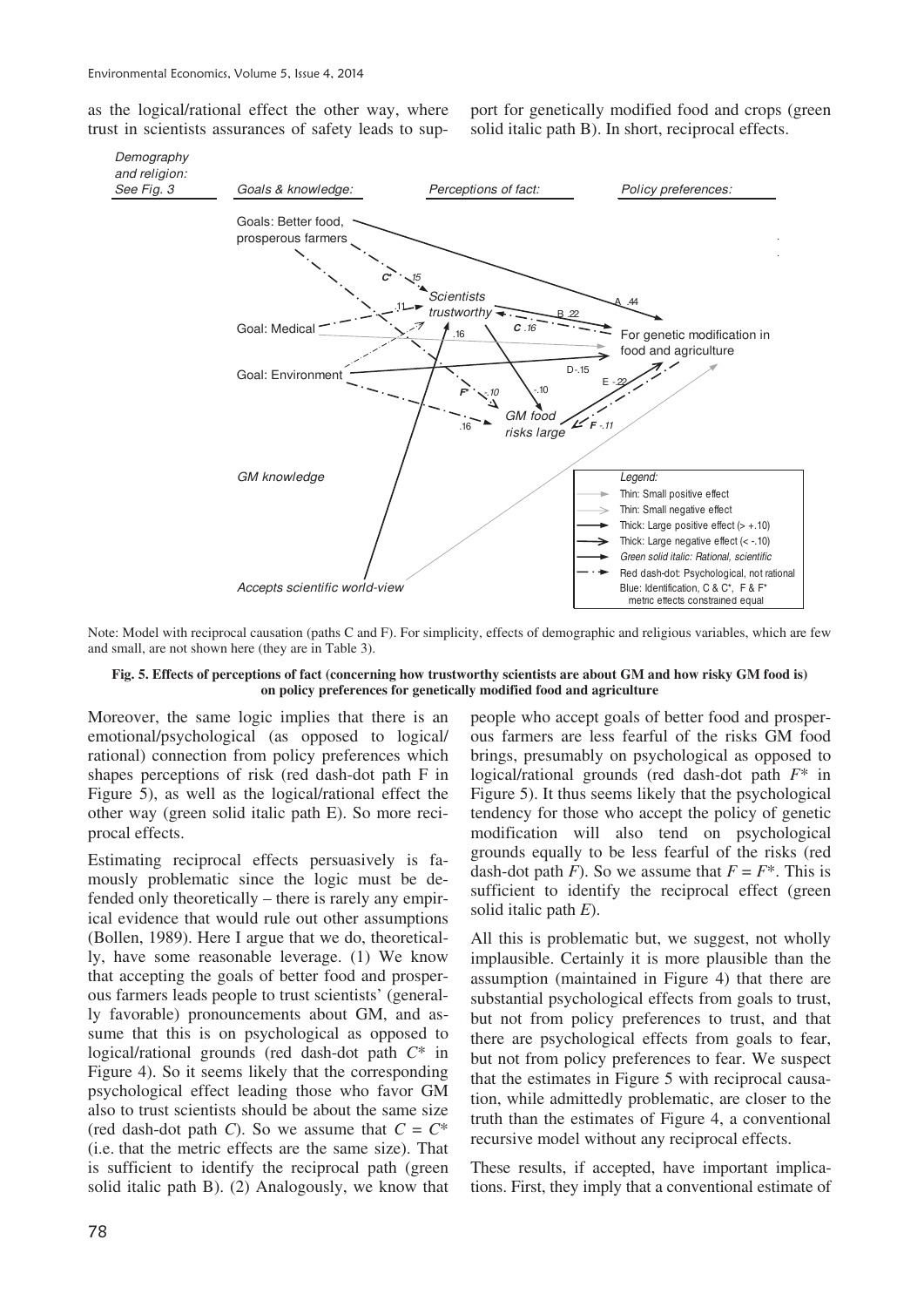as the logical/rational effect the other way, where trust in scientists assurances of safety leads to support for genetically modified food and crops (green solid italic path B). In short, reciprocal effects.

Note: Model with reciprocal causation (paths C and F). For simplicity, effects of demographic and religious variables, which are few and small, are not shown here (they are in Table 3).

**Fig. 5. Effects of perceptions of fact (concerning how trustworthy scientists are about GM and how risky GM food is) on policy preferences for genetically modified food and agriculture**

Moreover, the same logic implies that there is an emotional/psychological (as opposed to logical/rational) connection from policy preferences which shapes perceptions of risk (red dash-dot path F in Figure 5), as well as the logical/rational effect the other way (green solid italic path E). So more reciprocal effects.

Estimating reciprocal effects persuasively is famously problematic since the logic must be defended only theoretically – there is rarely any empirical evidence that would rule out other assumptions (Bollen, 1989). Here I argue that we do, theoretically, have some reasonable leverage. (1) We know that accepting the goals of better food and prosperous farmers leads people to trust scientists' (generally favorable) pronouncements about GM, and assume that this is on psychological as opposed to logical/rational grounds (red dash-dot path $C^*$ in Figure 4). So it seems likely that the corresponding psychological effect leading those who favor GM also to trust scientists should be about the same size (red dash-dot path $C$). So we assume that $C = C^*$ (i.e. that the metric effects are the same size). That is sufficient to identify the reciprocal path (green solid italic path B). (2) Analogously, we know that people who accept goals of better food and prosperous farmers are less fearful of the risks GM food brings, presumably on psychological as opposed to logical/rational grounds (red dash-dot path $F^*$ in Figure 5). It thus seems likely that the psychological tendency for those who accept the policy of genetic modification will also tend on psychological grounds equally to be less fearful of the risks (red dash-dot path $F$). So we assume that $F = F^*$. This is sufficient to identify the reciprocal effect (green solid italic path $E$).

All this is problematic but, we suggest, not wholly implausible. Certainly it is more plausible than the assumption (maintained in Figure 4) that there are substantial psychological effects from goals to trust, but not from policy preferences to trust, and that there are psychological effects from goals to fear, but not from policy preferences to fear. We suspect that the estimates in Figure 5 with reciprocal causation, while admittedly problematic, are closer to the truth than the estimates of Figure 4, a conventional recursive model without any reciprocal effects.

These results, if accepted, have important implications. First, they imply that a conventional estimate of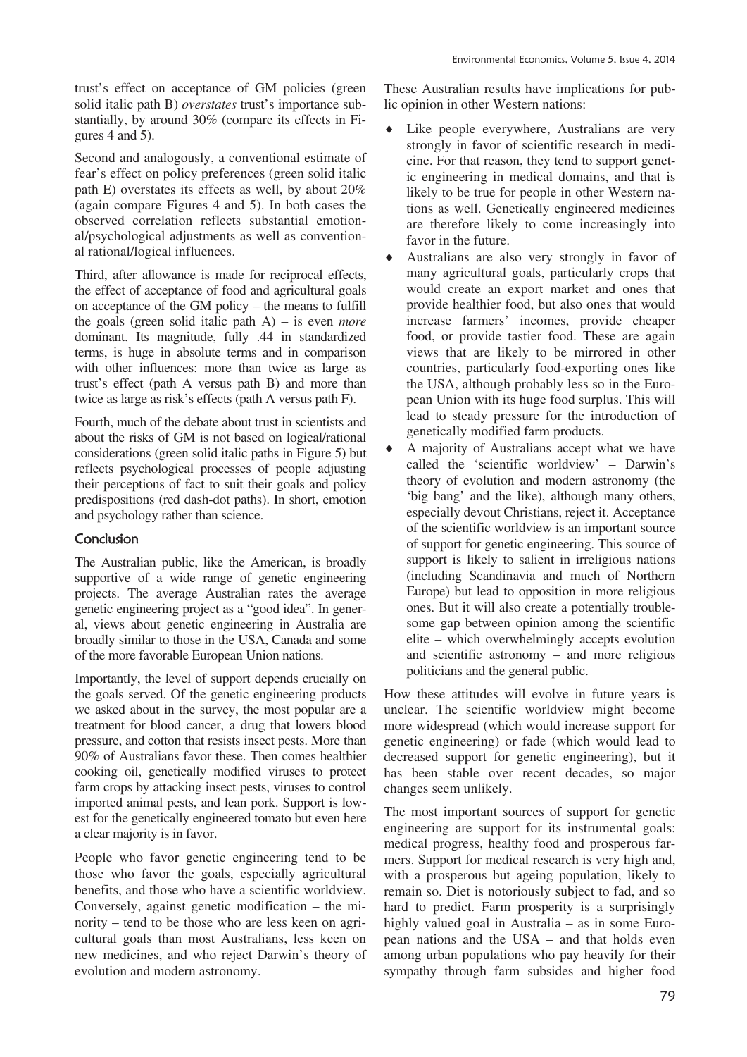trust's effect on acceptance of GM policies (green solid italic path B) *overstates* trust's importance substantially, by around 30% (compare its effects in Figures 4 and 5).

Second and analogously, a conventional estimate of fear's effect on policy preferences (green solid italic path E) overstates its effects as well, by about 20% (again compare Figures 4 and 5). In both cases the observed correlation reflects substantial emotional/psychological adjustments as well as conventional rational/logical influences.

Third, after allowance is made for reciprocal effects, the effect of acceptance of food and agricultural goals on acceptance of the GM policy – the means to fulfill the goals (green solid italic path A) – is even *more* dominant. Its magnitude, fully .44 in standardized terms, is huge in absolute terms and in comparison with other influences: more than twice as large as trust's effect (path A versus path B) and more than twice as large as risk's effects (path A versus path F).

Fourth, much of the debate about trust in scientists and about the risks of GM is not based on logical/rational considerations (green solid italic paths in Figure 5) but reflects psychological processes of people adjusting their perceptions of fact to suit their goals and policy predispositions (red dash-dot paths). In short, emotion and psychology rather than science.

## Conclusion

The Australian public, like the American, is broadly supportive of a wide range of genetic engineering projects. The average Australian rates the average genetic engineering project as a "good idea". In general, views about genetic engineering in Australia are broadly similar to those in the USA, Canada and some of the more favorable European Union nations.

Importantly, the level of support depends crucially on the goals served. Of the genetic engineering products we asked about in the survey, the most popular are a treatment for blood cancer, a drug that lowers blood pressure, and cotton that resists insect pests. More than 90% of Australians favor these. Then comes healthier cooking oil, genetically modified viruses to protect farm crops by attacking insect pests, viruses to control imported animal pests, and lean pork. Support is lowest for the genetically engineered tomato but even here a clear majority is in favor.

People who favor genetic engineering tend to be those who favor the goals, especially agricultural benefits, and those who have a scientific worldview. Conversely, against genetic modification – the minority – tend to be those who are less keen on agricultural goals than most Australians, less keen on new medicines, and who reject Darwin's theory of evolution and modern astronomy.

These Australian results have implications for public opinion in other Western nations:

- Like people everywhere, Australians are very strongly in favor of scientific research in medicine. For that reason, they tend to support genetic engineering in medical domains, and that is likely to be true for people in other Western nations as well. Genetically engineered medicines are therefore likely to come increasingly into favor in the future.
- Australians are also very strongly in favor of many agricultural goals, particularly crops that would create an export market and ones that provide healthier food, but also ones that would increase farmers' incomes, provide cheaper food, or provide tastier food. These are again views that are likely to be mirrored in other countries, particularly food-exporting ones like the USA, although probably less so in the European Union with its huge food surplus. This will lead to steady pressure for the introduction of genetically modified farm products.
- A majority of Australians accept what we have called the 'scientific worldview' – Darwin's theory of evolution and modern astronomy (the 'big bang' and the like), although many others, especially devout Christians, reject it. Acceptance of the scientific worldview is an important source of support for genetic engineering. This source of support is likely to salient in irreligious nations (including Scandinavia and much of Northern Europe) but lead to opposition in more religious ones. But it will also create a potentially troublesome gap between opinion among the scientific elite – which overwhelmingly accepts evolution and scientific astronomy – and more religious politicians and the general public.

How these attitudes will evolve in future years is unclear. The scientific worldview might become more widespread (which would increase support for genetic engineering) or fade (which would lead to decreased support for genetic engineering), but it has been stable over recent decades, so major changes seem unlikely.

The most important sources of support for genetic engineering are support for its instrumental goals: medical progress, healthy food and prosperous farmers. Support for medical research is very high and, with a prosperous but ageing population, likely to remain so. Diet is notoriously subject to fad, and so hard to predict. Farm prosperity is a surprisingly highly valued goal in Australia – as in some European nations and the USA – and that holds even among urban populations who pay heavily for their sympathy through farm subsides and higher food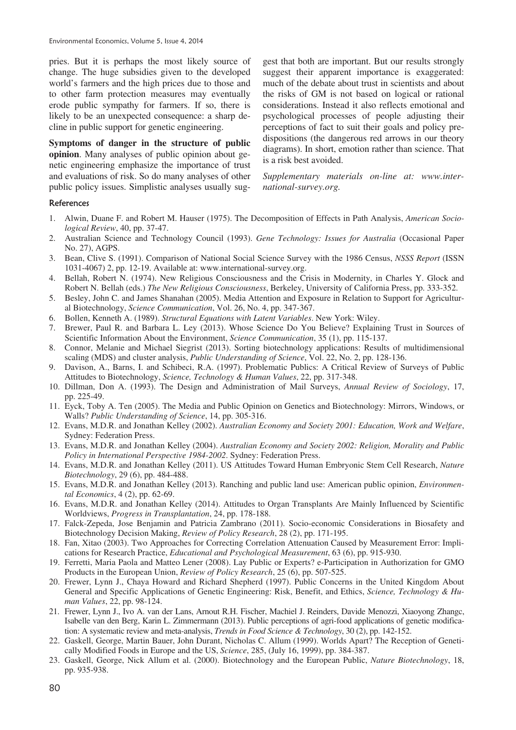pries. But it is perhaps the most likely source of change. The huge subsidies given to the developed world's farmers and the high prices due to those and to other farm protection measures may eventually erode public sympathy for farmers. If so, there is likely to be an unexpected consequence: a sharp decline in public support for genetic engineering.

**Symptoms of danger in the structure of public opinion**. Many analyses of public opinion about genetic engineering emphasize the importance of trust and evaluations of risk. So do many analyses of other public policy issues. Simplistic analyses usually suggest that both are important. But our results strongly suggest their apparent importance is exaggerated: much of the debate about trust in scientists and about the risks of GM is not based on logical or rational considerations. Instead it also reflects emotional and psychological processes of people adjusting their perceptions of fact to suit their goals and policy predispositions (the dangerous red arrows in our theory diagrams). In short, emotion rather than science. That is a risk best avoided.

*Supplementary materials on-line at: www.international-survey.org.*

## References

1. Alwin, Duane F. and Robert M. Hauser (1975). The Decomposition of Effects in Path Analysis, *American Sociological Review*, 40, pp. 37-47.
2. Australian Science and Technology Council (1993). *Gene Technology: Issues for Australia* (Occasional Paper No. 27), AGPS.
3. Bean, Clive S. (1991). Comparison of National Social Science Survey with the 1986 Census, *NSSS Report* (ISSN 1031-4067) 2, pp. 12-19. Available at: www.international-survey.org.
4. Bellah, Robert N. (1974). New Religious Consciousness and the Crisis in Modernity, in Charles Y. Glock and Robert N. Bellah (eds.) *The New Religious Consciousness*, Berkeley, University of California Press, pp. 333-352.
5. Besley, John C. and James Shanahan (2005). Media Attention and Exposure in Relation to Support for Agricultural Biotechnology, *Science Communication*, Vol. 26, No. 4, pp. 347-367.
6. Bollen, Kenneth A. (1989). *Structural Equations with Latent Variables*. New York: Wiley.
7. Brewer, Paul R. and Barbara L. Ley (2013). Whose Science Do You Believe? Explaining Trust in Sources of Scientific Information About the Environment, *Science Communication*, 35 (1), pp. 115-137.
8. Connor, Melanie and Michael Siegrist (2013). Sorting biotechnology applications: Results of multidimensional scaling (MDS) and cluster analysis, *Public Understanding of Science*, Vol. 22, No. 2, pp. 128-136.
9. Davison, A., Barns, I. and Schibeci, R.A. (1997). Problematic Publics: A Critical Review of Surveys of Public Attitudes to Biotechnology, *Science, Technology & Human Values*, 22, pp. 317-348.
10. Dillman, Don A. (1993). The Design and Administration of Mail Surveys, *Annual Review of Sociology*, 17, pp. 225-49.
11. Eyck, Toby A. Ten (2005). The Media and Public Opinion on Genetics and Biotechnology: Mirrors, Windows, or Walls? *Public Understanding of Science*, 14, pp. 305-316.
12. Evans, M.D.R. and Jonathan Kelley (2002). *Australian Economy and Society 2001: Education, Work and Welfare*, Sydney: Federation Press.
13. Evans, M.D.R. and Jonathan Kelley (2004). *Australian Economy and Society 2002: Religion, Morality and Public Policy in International Perspective 1984-2002*. Sydney: Federation Press.
14. Evans, M.D.R. and Jonathan Kelley (2011). US Attitudes Toward Human Embryonic Stem Cell Research, *Nature Biotechnology*, 29 (6), pp. 484-488.
15. Evans, M.D.R. and Jonathan Kelley (2013). Ranching and public land use: American public opinion, *Environmental Economics*, 4 (2), pp. 62-69.
16. Evans, M.D.R. and Jonathan Kelley (2014). Attitudes to Organ Transplants Are Mainly Influenced by Scientific Worldviews, *Progress in Transplantation*, 24, pp. 178-188.
17. Falck-Zepeda, Jose Benjamin and Patricia Zambrano (2011). Socio-economic Considerations in Biosafety and Biotechnology Decision Making, *Review of Policy Research*, 28 (2), pp. 171-195.
18. Fan, Xitao (2003). Two Approaches for Correcting Correlation Attenuation Caused by Measurement Error: Implications for Research Practice, *Educational and Psychological Measurement*, 63 (6), pp. 915-930.
19. Ferretti, Maria Paola and Matteo Lener (2008). Lay Public or Experts? e-Participation in Authorization for GMO Products in the European Union, *Review of Policy Research*, 25 (6), pp. 507-525.
20. Frewer, Lynn J., Chaya Howard and Richard Shepherd (1997). Public Concerns in the United Kingdom About General and Specific Applications of Genetic Engineering: Risk, Benefit, and Ethics, *Science, Technology & Human Values*, 22, pp. 98-124.
21. Frewer, Lynn J., Ivo A. van der Lans, Arnout R.H. Fischer, Machiel J. Reinders, Davide Menozzi, Xiaoyong Zhangc, Isabelle van den Berg, Karin L. Zimmermann (2013). Public perceptions of agri-food applications of genetic modification: A systematic review and meta-analysis, *Trends in Food Science & Technology*, 30 (2), pp. 142-152.
22. Gaskell, George, Martin Bauer, John Durant, Nicholas C. Allum (1999). Worlds Apart? The Reception of Genetically Modified Foods in Europe and the US, *Science*, 285, (July 16, 1999), pp. 384-387.
23. Gaskell, George, Nick Allum et al. (2000). Biotechnology and the European Public, *Nature Biotechnology*, 18, pp. 935-938.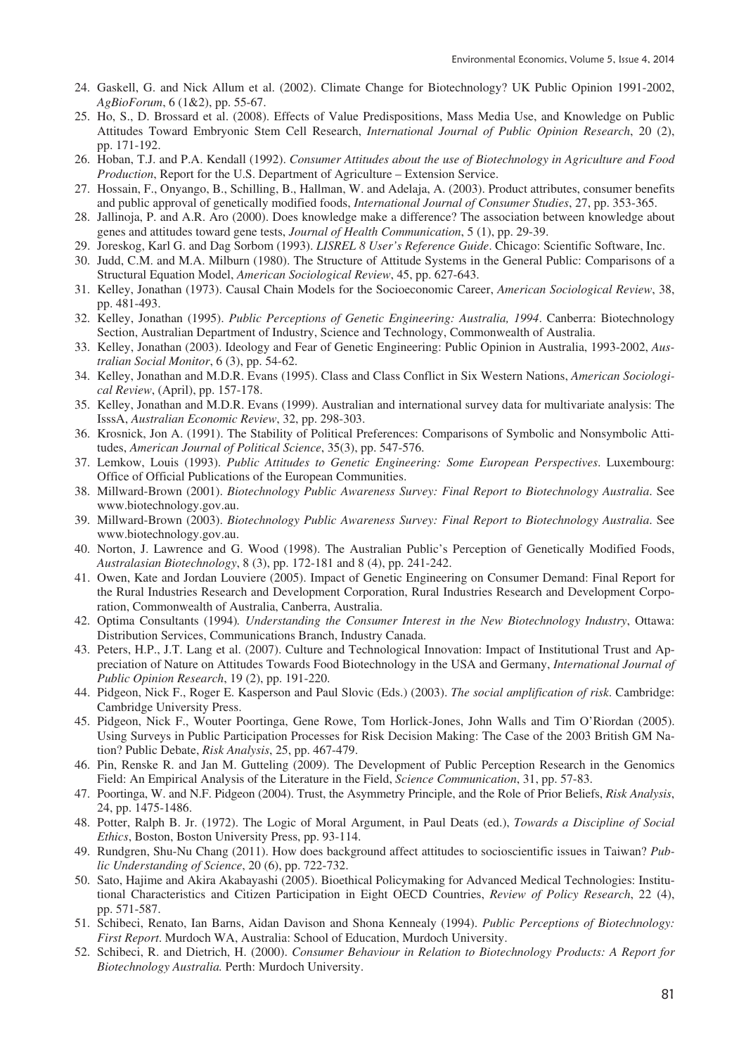24. Gaskell, G. and Nick Allum et al. (2002). Climate Change for Biotechnology? UK Public Opinion 1991-2002, *AgBioForum*, 6 (1&2), pp. 55-67.
25. Ho, S., D. Brossard et al. (2008). Effects of Value Predispositions, Mass Media Use, and Knowledge on Public Attitudes Toward Embryonic Stem Cell Research, *International Journal of Public Opinion Research*, 20 (2), pp. 171-192.
26. Hoban, T.J. and P.A. Kendall (1992). *Consumer Attitudes about the use of Biotechnology in Agriculture and Food Production*, Report for the U.S. Department of Agriculture – Extension Service.
27. Hossain, F., Onyango, B., Schilling, B., Hallman, W. and Adelaja, A. (2003). Product attributes, consumer benefits and public approval of genetically modified foods, *International Journal of Consumer Studies*, 27, pp. 353-365.
28. Jallinoja, P. and A.R. Aro (2000). Does knowledge make a difference? The association between knowledge about genes and attitudes toward gene tests, *Journal of Health Communication*, 5 (1), pp. 29-39.
29. Joreskog, Karl G. and Dag Sorbom (1993). *LISREL 8 User's Reference Guide*. Chicago: Scientific Software, Inc.
30. Judd, C.M. and M.A. Milburn (1980). The Structure of Attitude Systems in the General Public: Comparisons of a Structural Equation Model, *American Sociological Review*, 45, pp. 627-643.
31. Kelley, Jonathan (1973). Causal Chain Models for the Socioeconomic Career, *American Sociological Review*, 38, pp. 481-493.
32. Kelley, Jonathan (1995). *Public Perceptions of Genetic Engineering: Australia, 1994*. Canberra: Biotechnology Section, Australian Department of Industry, Science and Technology, Commonwealth of Australia.
33. Kelley, Jonathan (2003). Ideology and Fear of Genetic Engineering: Public Opinion in Australia, 1993-2002, *Australian Social Monitor*, 6 (3), pp. 54-62.
34. Kelley, Jonathan and M.D.R. Evans (1995). Class and Class Conflict in Six Western Nations, *American Sociological Review*, (April), pp. 157-178.
35. Kelley, Jonathan and M.D.R. Evans (1999). Australian and international survey data for multivariate analysis: The IsssA, *Australian Economic Review*, 32, pp. 298-303.
36. Krosnick, Jon A. (1991). The Stability of Political Preferences: Comparisons of Symbolic and Nonsymbolic Attitudes, *American Journal of Political Science*, 35(3), pp. 547-576.
37. Lemkow, Louis (1993). *Public Attitudes to Genetic Engineering: Some European Perspectives*. Luxembourg: Office of Official Publications of the European Communities.
38. Millward-Brown (2001). *Biotechnology Public Awareness Survey: Final Report to Biotechnology Australia*. See www.biotechnology.gov.au.
39. Millward-Brown (2003). *Biotechnology Public Awareness Survey: Final Report to Biotechnology Australia*. See www.biotechnology.gov.au.
40. Norton, J. Lawrence and G. Wood (1998). The Australian Public's Perception of Genetically Modified Foods, *Australasian Biotechnology*, 8 (3), pp. 172-181 and 8 (4), pp. 241-242.
41. Owen, Kate and Jordan Louviere (2005). Impact of Genetic Engineering on Consumer Demand: Final Report for the Rural Industries Research and Development Corporation, Rural Industries Research and Development Corporation, Commonwealth of Australia, Canberra, Australia.
42. Optima Consultants (1994). *Understanding the Consumer Interest in the New Biotechnology Industry*, Ottawa: Distribution Services, Communications Branch, Industry Canada.
43. Peters, H.P., J.T. Lang et al. (2007). Culture and Technological Innovation: Impact of Institutional Trust and Appreciation of Nature on Attitudes Towards Food Biotechnology in the USA and Germany, *International Journal of Public Opinion Research*, 19 (2), pp. 191-220.
44. Pidgeon, Nick F., Roger E. Kasperson and Paul Slovic (Eds.) (2003). *The social amplification of risk*. Cambridge: Cambridge University Press.
45. Pidgeon, Nick F., Wouter Poortinga, Gene Rowe, Tom Horlick-Jones, John Walls and Tim O'Riordan (2005). Using Surveys in Public Participation Processes for Risk Decision Making: The Case of the 2003 British GM Nation? Public Debate, *Risk Analysis*, 25, pp. 467-479.
46. Pin, Renske R. and Jan M. Gutteling (2009). The Development of Public Perception Research in the Genomics Field: An Empirical Analysis of the Literature in the Field, *Science Communication*, 31, pp. 57-83.
47. Poortinga, W. and N.F. Pidgeon (2004). Trust, the Asymmetry Principle, and the Role of Prior Beliefs, *Risk Analysis*, 24, pp. 1475-1486.
48. Potter, Ralph B. Jr. (1972). The Logic of Moral Argument, in Paul Deats (ed.), *Towards a Discipline of Social Ethics*, Boston, Boston University Press, pp. 93-114.
49. Rundgren, Shu-Nu Chang (2011). How does background affect attitudes to socioscientific issues in Taiwan? *Public Understanding of Science*, 20 (6), pp. 722-732.
50. Sato, Hajime and Akira Akabayashi (2005). Bioethical Policymaking for Advanced Medical Technologies: Institutional Characteristics and Citizen Participation in Eight OECD Countries, *Review of Policy Research*, 22 (4), pp. 571-587.
51. Schibeci, Renato, Ian Barns, Aidan Davison and Shona Kennealy (1994). *Public Perceptions of Biotechnology: First Report*. Murdoch WA, Australia: School of Education, Murdoch University.
52. Schibeci, R. and Dietrich, H. (2000). *Consumer Behaviour in Relation to Biotechnology Products: A Report for Biotechnology Australia.* Perth: Murdoch University.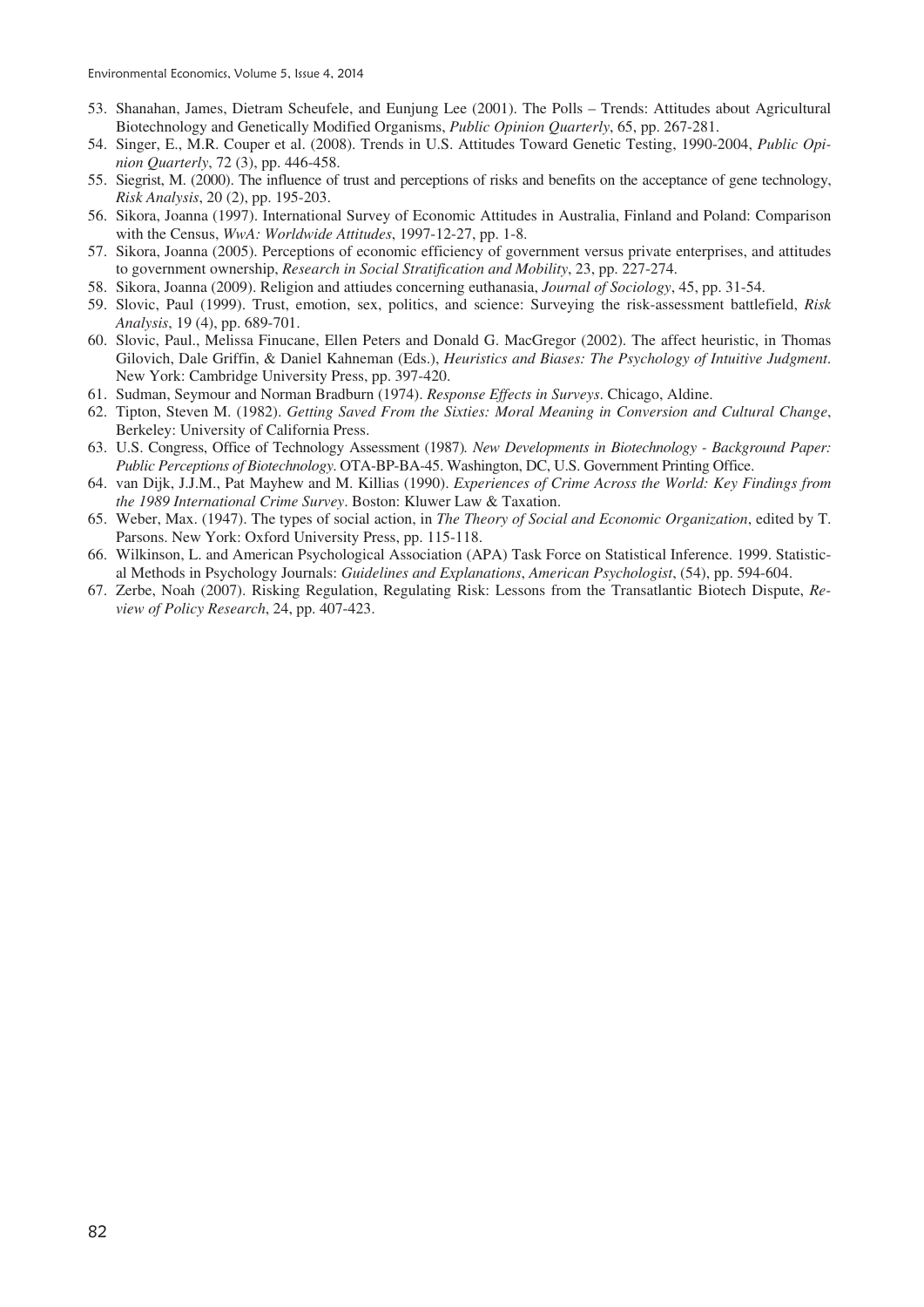53. Shanahan, James, Dietram Scheufele, and Eunjung Lee (2001). The Polls – Trends: Attitudes about Agricultural Biotechnology and Genetically Modified Organisms, *Public Opinion Quarterly*, 65, pp. 267-281.
54. Singer, E., M.R. Couper et al. (2008). Trends in U.S. Attitudes Toward Genetic Testing, 1990-2004, *Public Opinion Quarterly*, 72 (3), pp. 446-458.
55. Siegrist, M. (2000). The influence of trust and perceptions of risks and benefits on the acceptance of gene technology, *Risk Analysis*, 20 (2), pp. 195-203.
56. Sikora, Joanna (1997). International Survey of Economic Attitudes in Australia, Finland and Poland: Comparison with the Census, *WwA: Worldwide Attitudes*, 1997-12-27, pp. 1-8.
57. Sikora, Joanna (2005). Perceptions of economic efficiency of government versus private enterprises, and attitudes to government ownership, *Research in Social Stratification and Mobility*, 23, pp. 227-274.
58. Sikora, Joanna (2009). Religion and attiudes concerning euthanasia, *Journal of Sociology*, 45, pp. 31-54.
59. Slovic, Paul (1999). Trust, emotion, sex, politics, and science: Surveying the risk-assessment battlefield, *Risk Analysis*, 19 (4), pp. 689-701.
60. Slovic, Paul., Melissa Finucane, Ellen Peters and Donald G. MacGregor (2002). The affect heuristic, in Thomas Gilovich, Dale Griffin, & Daniel Kahneman (Eds.), *Heuristics and Biases: The Psychology of Intuitive Judgment*. New York: Cambridge University Press, pp. 397-420.
61. Sudman, Seymour and Norman Bradburn (1974). *Response Effects in Surveys*. Chicago, Aldine.
62. Tipton, Steven M. (1982). *Getting Saved From the Sixties: Moral Meaning in Conversion and Cultural Change*, Berkeley: University of California Press.
63. U.S. Congress, Office of Technology Assessment (1987). *New Developments in Biotechnology - Background Paper: Public Perceptions of Biotechnology*. OTA-BP-BA-45. Washington, DC, U.S. Government Printing Office.
64. van Dijk, J.J.M., Pat Mayhew and M. Killias (1990). *Experiences of Crime Across the World: Key Findings from the 1989 International Crime Survey*. Boston: Kluwer Law & Taxation.
65. Weber, Max. (1947). The types of social action, in *The Theory of Social and Economic Organization*, edited by T. Parsons. New York: Oxford University Press, pp. 115-118.
66. Wilkinson, L. and American Psychological Association (APA) Task Force on Statistical Inference. 1999. Statistical Methods in Psychology Journals: *Guidelines and Explanations*, *American Psychologist*, (54), pp. 594-604.
67. Zerbe, Noah (2007). Risking Regulation, Regulating Risk: Lessons from the Transatlantic Biotech Dispute, *Review of Policy Research*, 24, pp. 407-423.